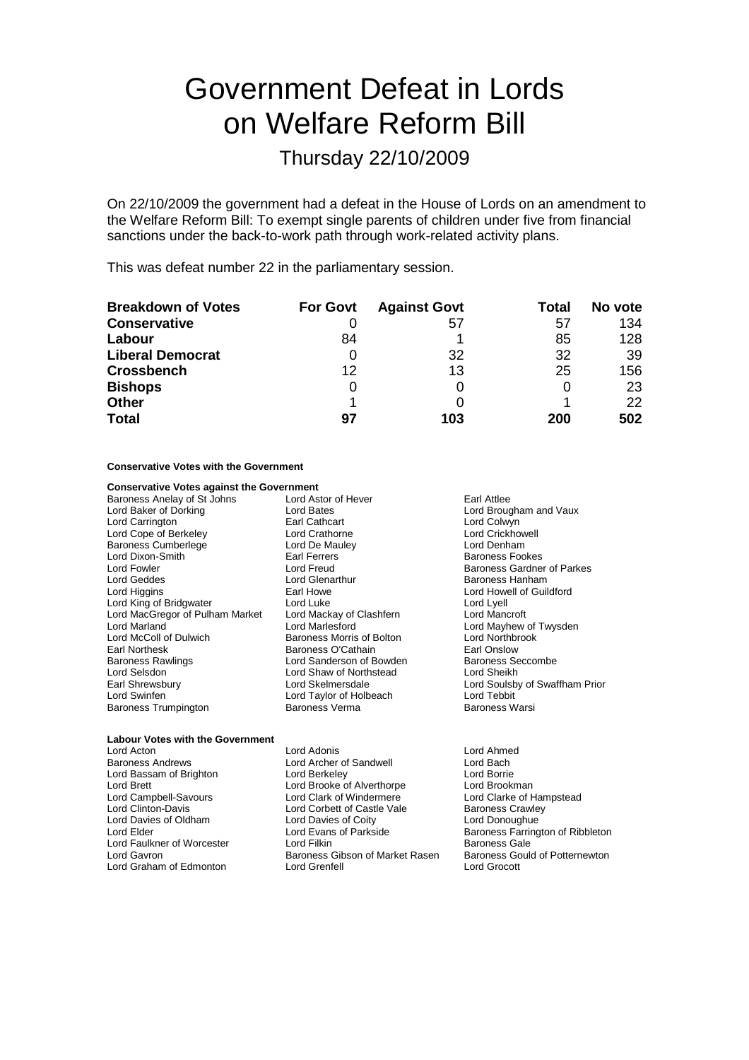# Government Defeat in Lords on Welfare Reform Bill

## Thursday 22/10/2009

On 22/10/2009 the government had a defeat in the House of Lords on an amendment to the Welfare Reform Bill: To exempt single parents of children under five from financial sanctions under the back-to-work path through work-related activity plans.

This was defeat number 22 in the parliamentary session.

| Breakdown of Votes | For Govt | Against Govt | Total | No vote |
|---|---|---|---|---|
| **Conservative** | 0 | 57 | 57 | 134 |
| **Labour** | 84 | 1 | 85 | 128 |
| **Liberal Democrat** | 0 | 32 | 32 | 39 |
| **Crossbench** | 12 | 13 | 25 | 156 |
| **Bishops** | 0 | 0 | 0 | 23 |
| **Other** | 1 | 0 | 1 | 22 |
| **Total** | 97 | 103 | 200 | 502 |

**Conservative Votes with the Government**

**Conservative Votes against the Government**

Baroness Anelay of St Johns
Lord Astor of Hever
Earl Attlee
Lord Baker of Dorking
Lord Bates
Lord Brougham and Vaux
Lord Carrington
Earl Cathcart
Lord Colwyn
Lord Cope of Berkeley
Lord Crathorne
Lord Crickhowell
Baroness Cumberlege
Lord De Mauley
Lord Denham
Lord Dixon-Smith
Earl Ferrers
Baroness Fookes
Lord Fowler
Lord Freud
Baroness Gardner of Parkes
Lord Geddes
Lord Glenarthur
Baroness Hanham
Lord Higgins
Earl Howe
Lord Howell of Guildford
Lord King of Bridgwater
Lord Luke
Lord Lyell
Lord MacGregor of Pulham Market
Lord Mackay of Clashfern
Lord Mancroft
Lord Marland
Lord Marlesford
Lord Mayhew of Twysden
Lord McColl of Dulwich
Baroness Morris of Bolton
Lord Northbrook
Earl Northesk
Baroness O'Cathain
Earl Onslow
Baroness Rawlings
Lord Sanderson of Bowden
Baroness Seccombe
Lord Selsdon
Lord Shaw of Northstead
Lord Sheikh
Earl Shrewsbury
Lord Skelmersdale
Lord Soulsby of Swaffham Prior
Lord Swinfen
Lord Taylor of Holbeach
Lord Tebbit
Baroness Trumpington
Baroness Verma
Baroness Warsi

**Labour Votes with the Government**

Lord Acton
Lord Adonis
Lord Ahmed
Baroness Andrews
Lord Archer of Sandwell
Lord Bach
Lord Bassam of Brighton
Lord Berkeley
Lord Borrie
Lord Brett
Lord Brooke of Alverthorpe
Lord Brookman
Lord Campbell-Savours
Lord Clark of Windermere
Lord Clarke of Hampstead
Lord Clinton-Davis
Lord Corbett of Castle Vale
Baroness Crawley
Lord Davies of Oldham
Lord Davies of Coity
Lord Donoughue
Lord Elder
Lord Evans of Parkside
Baroness Farrington of Ribbleton
Lord Faulkner of Worcester
Lord Filkin
Baroness Gale
Lord Gavron
Baroness Gibson of Market Rasen
Baroness Gould of Potternewton
Lord Graham of Edmonton
Lord Grenfell
Lord Grocott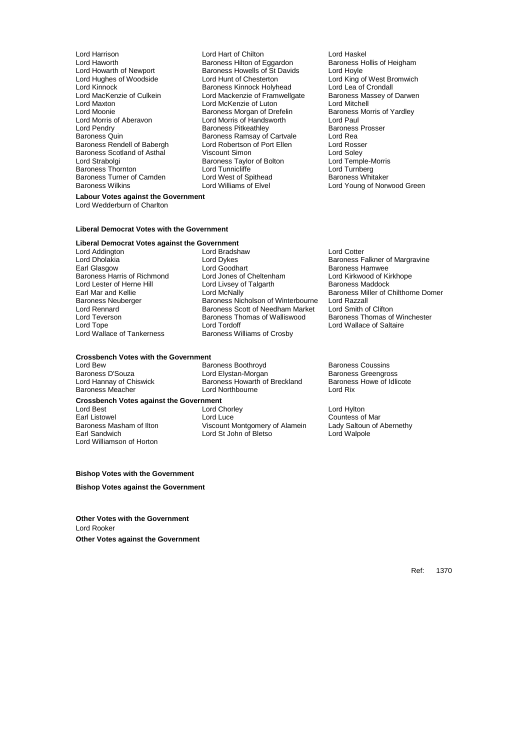Lord Harrison
Lord Hart of Chilton
Lord Haskel
Lord Haworth
Baroness Hilton of Eggardon
Baroness Hollis of Heigham
Lord Howarth of Newport
Baroness Howells of St Davids
Lord Hoyle
Lord Hughes of Woodside
Lord Hunt of Chesterton
Lord King of West Bromwich
Lord Kinnock
Baroness Kinnock Holyhead
Lord Lea of Crondall
Lord MacKenzie of Culkein
Lord Mackenzie of Framwellgate
Baroness Massey of Darwen
Lord Maxton
Lord McKenzie of Luton
Lord Mitchell
Lord Moonie
Baroness Morgan of Drefelin
Baroness Morris of Yardley
Lord Morris of Aberavon
Lord Morris of Handsworth
Lord Paul
Lord Pendry
Baroness Pitkeathley
Baroness Prosser
Baroness Quin
Baroness Ramsay of Cartvale
Lord Rea
Baroness Rendell of Babergh
Lord Robertson of Port Ellen
Lord Rosser
Baroness Scotland of Asthal
Viscount Simon
Lord Soley
Lord Strabolgi
Baroness Taylor of Bolton
Lord Temple-Morris
Baroness Thornton
Lord Tunnicliffe
Lord Turnberg
Baroness Turner of Camden
Lord West of Spithead
Baroness Whitaker
Baroness Wilkins
Lord Williams of Elvel
Lord Young of Norwood Green

**Labour Votes against the Government**

Lord Wedderburn of Charlton

**Liberal Democrat Votes with the Government**

**Liberal Democrat Votes against the Government**

Lord Addington
Lord Bradshaw
Lord Cotter
Lord Dholakia
Lord Dykes
Baroness Falkner of Margravine
Earl Glasgow
Lord Goodhart
Baroness Hamwee
Baroness Harris of Richmond
Lord Jones of Cheltenham
Lord Kirkwood of Kirkhope
Lord Lester of Herne Hill
Lord Livsey of Talgarth
Baroness Maddock
Earl Mar and Kellie
Lord McNally
Baroness Miller of Chilthorne Domer
Baroness Neuberger
Baroness Nicholson of Winterbourne
Lord Razzall
Lord Rennard
Baroness Scott of Needham Market
Lord Smith of Clifton
Lord Teverson
Baroness Thomas of Walliswood
Baroness Thomas of Winchester
Lord Tope
Lord Tordoff
Lord Wallace of Saltaire
Lord Wallace of Tankerness
Baroness Williams of Crosby

**Crossbench Votes with the Government**

Lord Bew
Baroness Boothroyd
Baroness Coussins
Baroness D'Souza
Lord Elystan-Morgan
Baroness Greengross
Lord Hannay of Chiswick
Baroness Howarth of Breckland
Baroness Howe of Idlicote
Baroness Meacher
Lord Northbourne
Lord Rix

**Crossbench Votes against the Government**

Lord Best
Lord Chorley
Lord Hylton
Earl Listowel
Lord Luce
Countess of Mar
Baroness Masham of Ilton
Viscount Montgomery of Alamein
Lady Saltoun of Abernethy
Earl Sandwich
Lord St John of Bletso
Lord Walpole
Lord Williamson of Horton

**Bishop Votes with the Government**

**Bishop Votes against the Government**

**Other Votes with the Government**

Lord Rooker

**Other Votes against the Government**

Ref: 1370